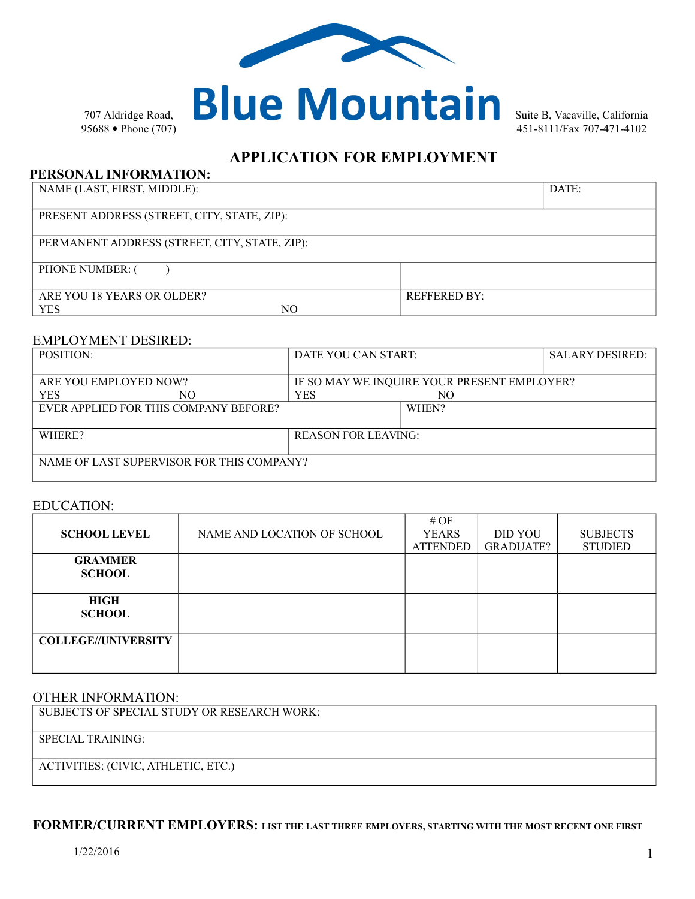# Blue Mountain

707 Aldridge Road, Suite B, Vacaville, California 95688 • Phone (707) 451-8111/Fax 707-471-4102

## APPLICATION FOR EMPLOYMENT

### PERSONAL INFORMATION:

| NAME (LAST, FIRST, MIDDLE): | | DATE: |
|---|---|---|
| PRESENT ADDRESS (STREET, CITY, STATE, ZIP): | | |
| PERMANENT ADDRESS (STREET, CITY, STATE, ZIP): | | |
| PHONE NUMBER: (     ) | | |
| ARE YOU 18 YEARS OR OLDER? YES NO | REFFERED BY: | |

### EMPLOYMENT DESIRED:

| POSITION: | DATE YOU CAN START: | SALARY DESIRED: |
|---|---|---|
| ARE YOU EMPLOYED NOW? YES NO | IF SO MAY WE INQUIRE YOUR PRESENT EMPLOYER? YES NO | |
| EVER APPLIED FOR THIS COMPANY BEFORE? | WHEN? | |
| WHERE? | REASON FOR LEAVING: | |
| NAME OF LAST SUPERVISOR FOR THIS COMPANY? | | |

### EDUCATION:

| SCHOOL LEVEL | NAME AND LOCATION OF SCHOOL | # OF YEARS ATTENDED | DID YOU GRADUATE? | SUBJECTS STUDIED |
|---|---|---|---|---|
| **GRAMMER SCHOOL** | | | | |
| **HIGH SCHOOL** | | | | |
| **COLLEGE//UNIVERSITY** | | | | |

### OTHER INFORMATION:

| SUBJECTS OF SPECIAL STUDY OR RESEARCH WORK: |
|---|
| SPECIAL TRAINING: |
| ACTIVITIES: (CIVIC, ATHLETIC, ETC.) |

**FORMER/CURRENT EMPLOYERS: LIST THE LAST THREE EMPLOYERS, STARTING WITH THE MOST RECENT ONE FIRST**

1/22/2016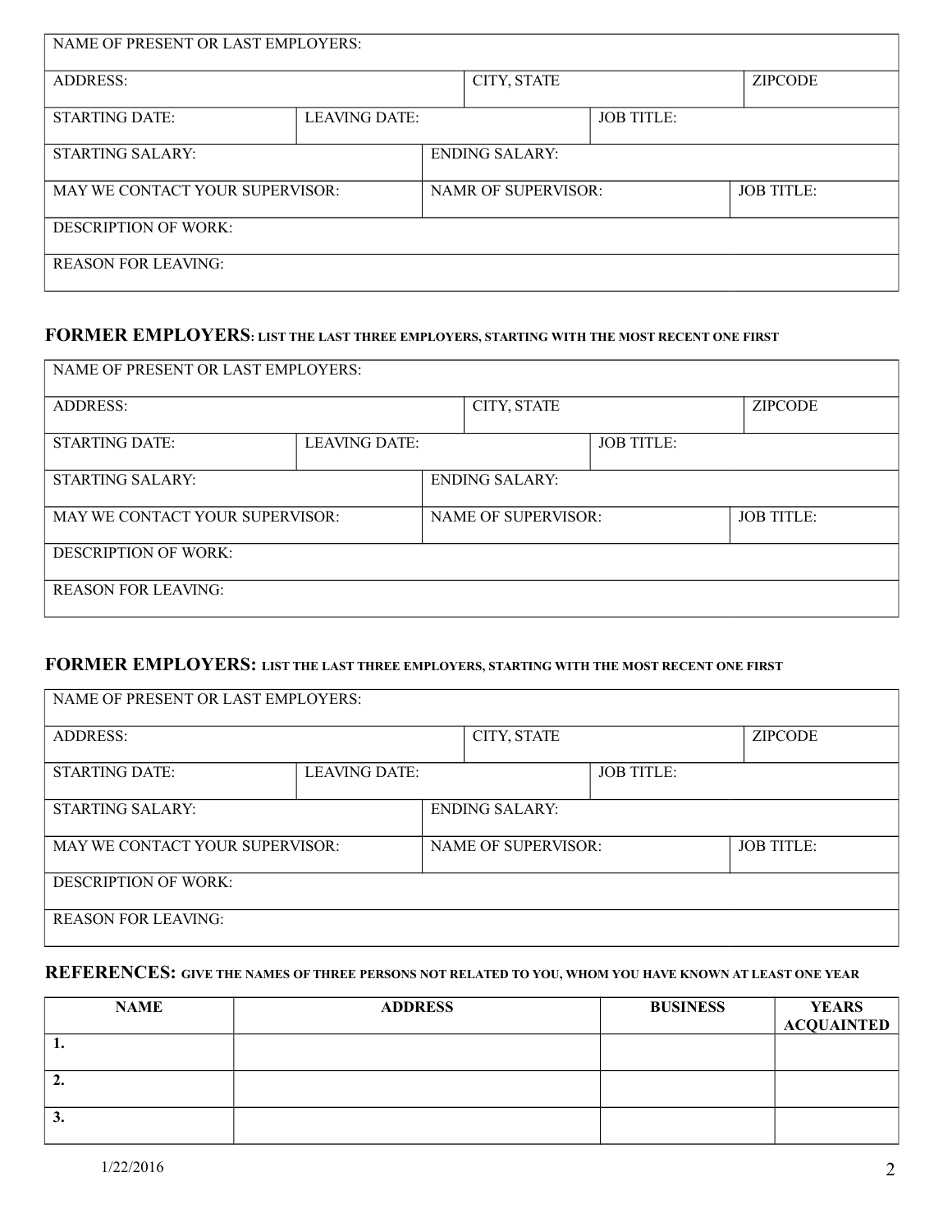| NAME OF PRESENT OR LAST EMPLOYERS: | | | | |
|---|---|---|---|---|
| ADDRESS: | | CITY, STATE | | ZIPCODE |
| STARTING DATE: | LEAVING DATE: | | JOB TITLE: | |
| STARTING SALARY: | | ENDING SALARY: | | |
| MAY WE CONTACT YOUR SUPERVISOR: | | NAMR OF SUPERVISOR: | | JOB TITLE: |
| DESCRIPTION OF WORK: | | | | |
| REASON FOR LEAVING: | | | | |

**FORMER EMPLOYERS: LIST THE LAST THREE EMPLOYERS, STARTING WITH THE MOST RECENT ONE FIRST**

| NAME OF PRESENT OR LAST EMPLOYERS: | | | | |
|---|---|---|---|---|
| ADDRESS: | | CITY, STATE | | ZIPCODE |
| STARTING DATE: | LEAVING DATE: | | JOB TITLE: | |
| STARTING SALARY: | | ENDING SALARY: | | |
| MAY WE CONTACT YOUR SUPERVISOR: | | NAME OF SUPERVISOR: | | JOB TITLE: |
| DESCRIPTION OF WORK: | | | | |
| REASON FOR LEAVING: | | | | |

**FORMER EMPLOYERS: LIST THE LAST THREE EMPLOYERS, STARTING WITH THE MOST RECENT ONE FIRST**

| NAME OF PRESENT OR LAST EMPLOYERS: | | | | |
|---|---|---|---|---|
| ADDRESS: | | CITY, STATE | | ZIPCODE |
| STARTING DATE: | LEAVING DATE: | | JOB TITLE: | |
| STARTING SALARY: | | ENDING SALARY: | | |
| MAY WE CONTACT YOUR SUPERVISOR: | | NAME OF SUPERVISOR: | | JOB TITLE: |
| DESCRIPTION OF WORK: | | | | |
| REASON FOR LEAVING: | | | | |

**REFERENCES: GIVE THE NAMES OF THREE PERSONS NOT RELATED TO YOU, WHOM YOU HAVE KNOWN AT LEAST ONE YEAR**

| NAME | ADDRESS | BUSINESS | YEARS ACQUAINTED |
|---|---|---|---|
| 1. | | | |
| 2. | | | |
| 3. | | | |

1/22/2016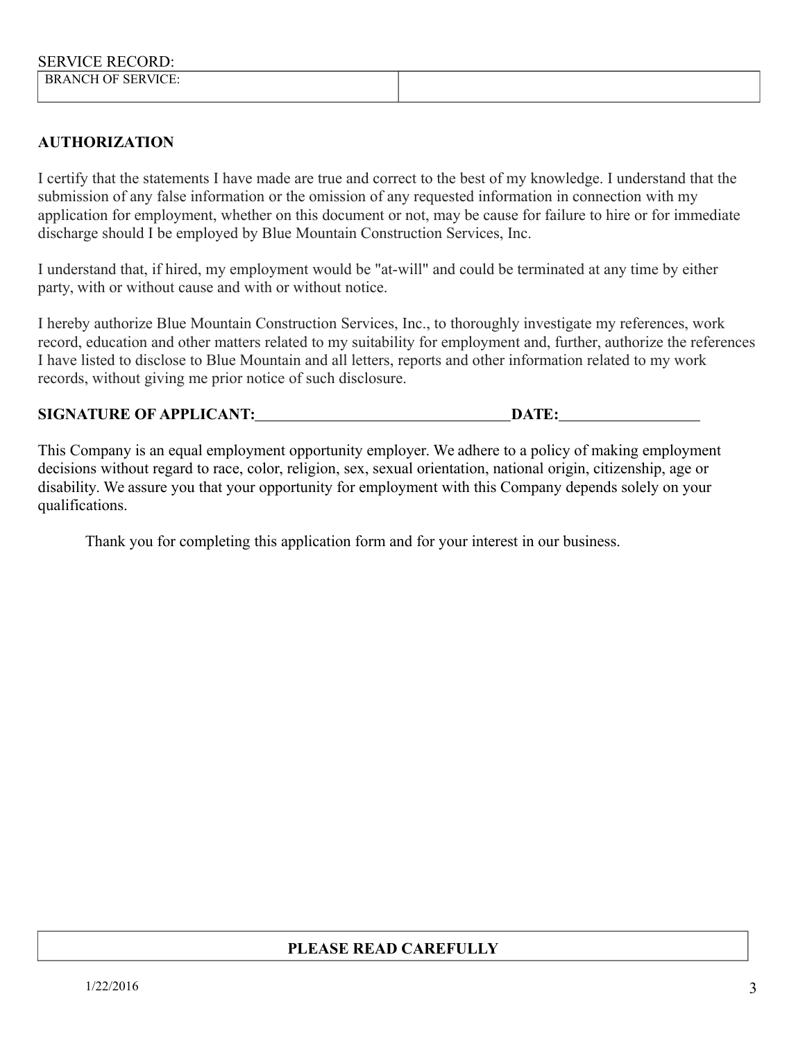SERVICE RECORD:

| BRANCH OF SERVICE: | |
|---|---|

**AUTHORIZATION**

I certify that the statements I have made are true and correct to the best of my knowledge. I understand that the submission of any false information or the omission of any requested information in connection with my application for employment, whether on this document or not, may be cause for failure to hire or for immediate discharge should I be employed by Blue Mountain Construction Services, Inc.

I understand that, if hired, my employment would be "at-will" and could be terminated at any time by either party, with or without cause and with or without notice.

I hereby authorize Blue Mountain Construction Services, Inc., to thoroughly investigate my references, work record, education and other matters related to my suitability for employment and, further, authorize the references I have listed to disclose to Blue Mountain and all letters, reports and other information related to my work records, without giving me prior notice of such disclosure.

**SIGNATURE OF APPLICANT:**\_\_\_\_\_\_\_\_\_\_\_\_\_\_\_\_\_\_\_\_\_\_\_\_\_\_\_\_\_\_\_\_\_\_ **DATE:**\_\_\_\_\_\_\_\_\_\_\_\_\_\_\_\_\_\_

This Company is an equal employment opportunity employer. We adhere to a policy of making employment decisions without regard to race, color, religion, sex, sexual orientation, national origin, citizenship, age or disability. We assure you that your opportunity for employment with this Company depends solely on your qualifications.

Thank you for completing this application form and for your interest in our business.

| **PLEASE READ CAREFULLY** |
|---|

1/22/2016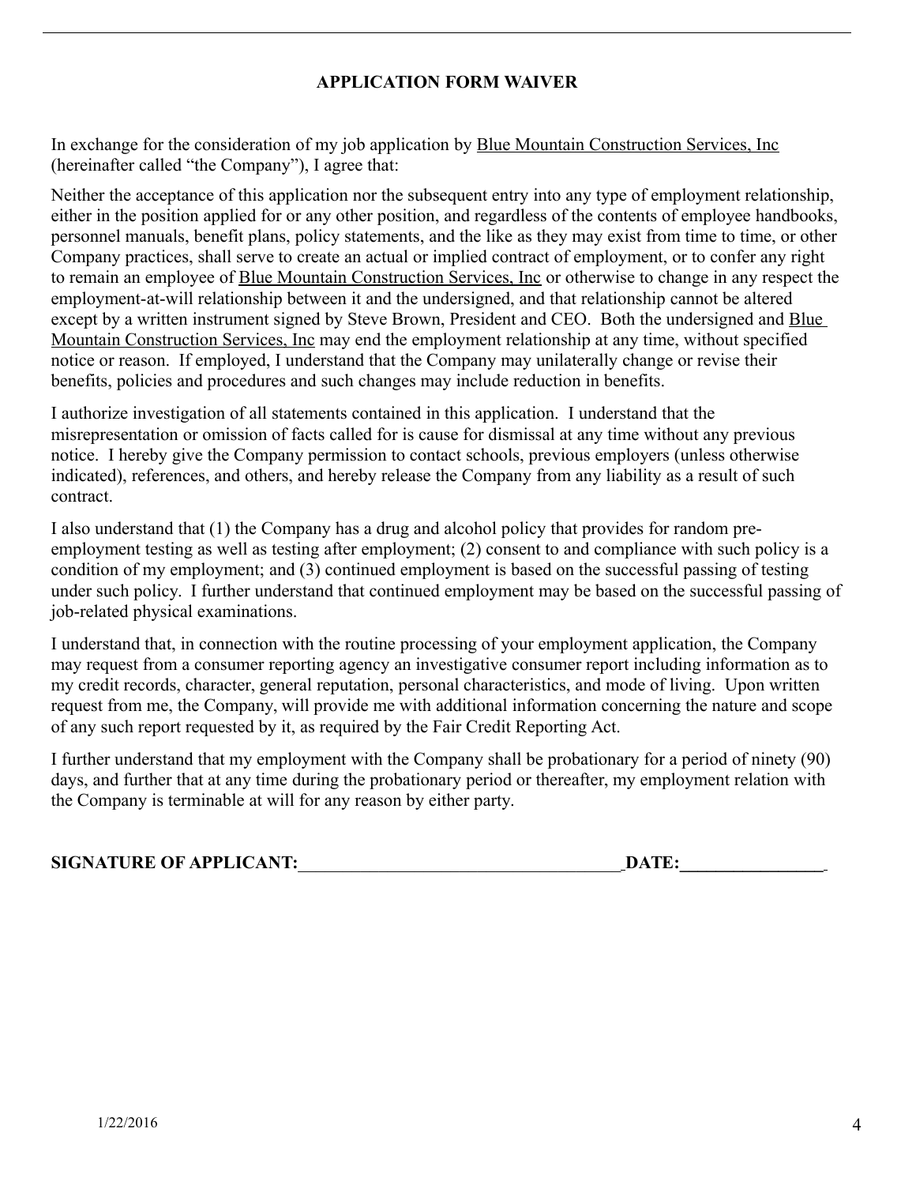## APPLICATION FORM WAIVER

In exchange for the consideration of my job application by Blue Mountain Construction Services, Inc (hereinafter called "the Company"), I agree that:

Neither the acceptance of this application nor the subsequent entry into any type of employment relationship, either in the position applied for or any other position, and regardless of the contents of employee handbooks, personnel manuals, benefit plans, policy statements, and the like as they may exist from time to time, or other Company practices, shall serve to create an actual or implied contract of employment, or to confer any right to remain an employee of Blue Mountain Construction Services, Inc or otherwise to change in any respect the employment-at-will relationship between it and the undersigned, and that relationship cannot be altered except by a written instrument signed by Steve Brown, President and CEO. Both the undersigned and Blue Mountain Construction Services, Inc may end the employment relationship at any time, without specified notice or reason. If employed, I understand that the Company may unilaterally change or revise their benefits, policies and procedures and such changes may include reduction in benefits.

I authorize investigation of all statements contained in this application. I understand that the misrepresentation or omission of facts called for is cause for dismissal at any time without any previous notice. I hereby give the Company permission to contact schools, previous employers (unless otherwise indicated), references, and others, and hereby release the Company from any liability as a result of such contract.

I also understand that (1) the Company has a drug and alcohol policy that provides for random pre-employment testing as well as testing after employment; (2) consent to and compliance with such policy is a condition of my employment; and (3) continued employment is based on the successful passing of testing under such policy. I further understand that continued employment may be based on the successful passing of job-related physical examinations.

I understand that, in connection with the routine processing of your employment application, the Company may request from a consumer reporting agency an investigative consumer report including information as to my credit records, character, general reputation, personal characteristics, and mode of living. Upon written request from me, the Company, will provide me with additional information concerning the nature and scope of any such report requested by it, as required by the Fair Credit Reporting Act.

I further understand that my employment with the Company shall be probationary for a period of ninety (90) days, and further that at any time during the probationary period or thereafter, my employment relation with the Company is terminable at will for any reason by either party.

**SIGNATURE OF APPLICANT:**\_\_\_\_\_\_\_\_\_\_\_\_\_\_\_\_\_\_\_\_\_\_\_\_\_\_\_\_\_\_\_\_\_\_\_\_ **DATE:**\_\_\_\_\_\_\_\_\_\_\_\_\_\_\_\_

1/22/2016